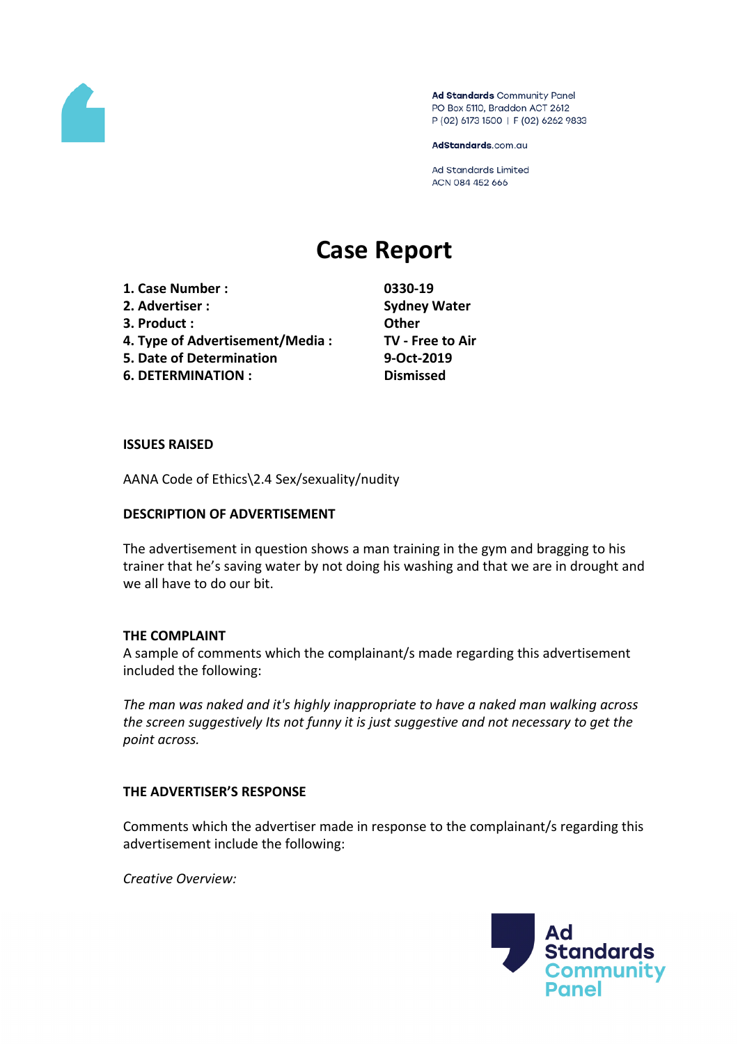Ad Standards Community Panel
PO Box 5110, Braddon ACT 2612
P (02) 6173 1500 | F (02) 6262 9833

AdStandards.com.au

Ad Standards Limited
ACN 084 452 666

# Case Report

| | |
|---|---|
| **1. Case Number :** | **0330-19** |
| **2. Advertiser :** | **Sydney Water** |
| **3. Product :** | **Other** |
| **4. Type of Advertisement/Media :** | **TV - Free to Air** |
| **5. Date of Determination** | **9-Oct-2019** |
| **6. DETERMINATION :** | **Dismissed** |

**ISSUES RAISED**

AANA Code of Ethics\2.4 Sex/sexuality/nudity

**DESCRIPTION OF ADVERTISEMENT**

The advertisement in question shows a man training in the gym and bragging to his trainer that he's saving water by not doing his washing and that we are in drought and we all have to do our bit.

**THE COMPLAINT**

A sample of comments which the complainant/s made regarding this advertisement included the following:

*The man was naked and it's highly inappropriate to have a naked man walking across the screen suggestively Its not funny it is just suggestive and not necessary to get the point across.*

**THE ADVERTISER'S RESPONSE**

Comments which the advertiser made in response to the complainant/s regarding this advertisement include the following:

*Creative Overview:*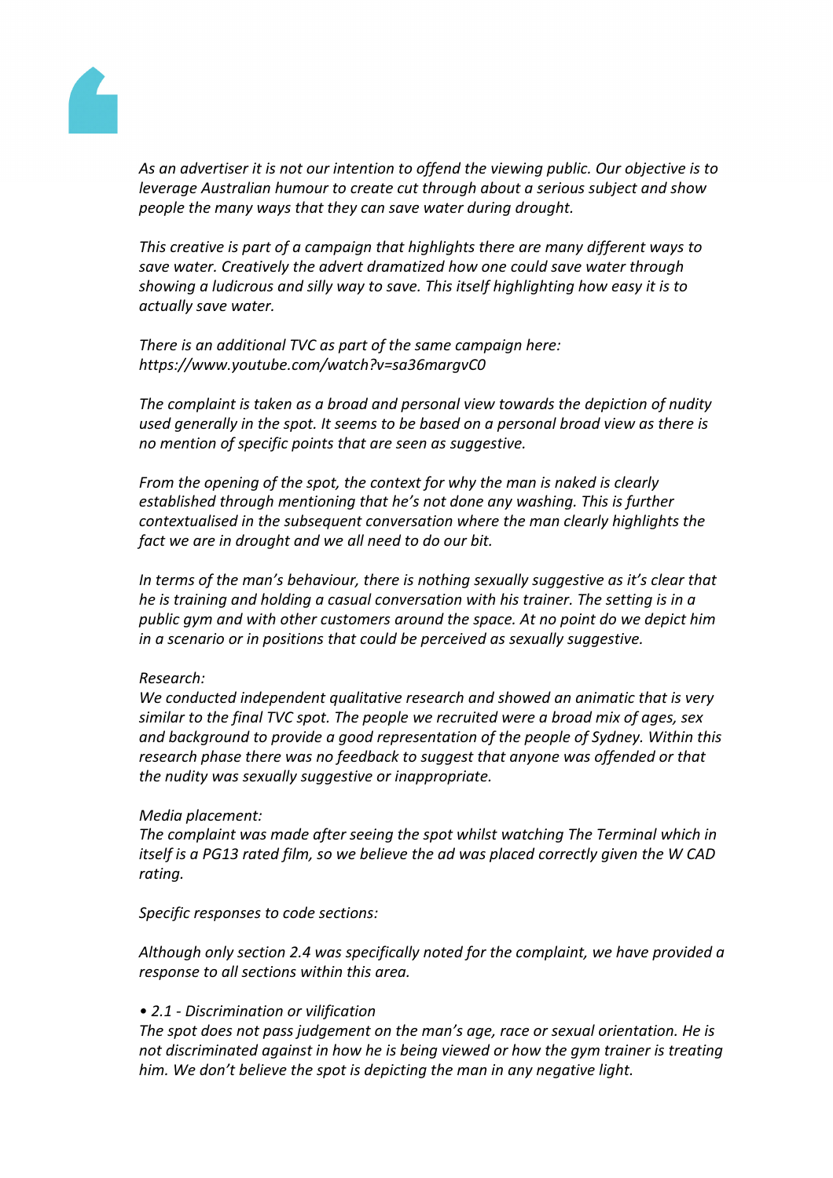*As an advertiser it is not our intention to offend the viewing public. Our objective is to leverage Australian humour to create cut through about a serious subject and show people the many ways that they can save water during drought.*

*This creative is part of a campaign that highlights there are many different ways to save water. Creatively the advert dramatized how one could save water through showing a ludicrous and silly way to save. This itself highlighting how easy it is to actually save water.*

*There is an additional TVC as part of the same campaign here: https://www.youtube.com/watch?v=sa36margvC0*

*The complaint is taken as a broad and personal view towards the depiction of nudity used generally in the spot. It seems to be based on a personal broad view as there is no mention of specific points that are seen as suggestive.*

*From the opening of the spot, the context for why the man is naked is clearly established through mentioning that he's not done any washing. This is further contextualised in the subsequent conversation where the man clearly highlights the fact we are in drought and we all need to do our bit.*

*In terms of the man's behaviour, there is nothing sexually suggestive as it's clear that he is training and holding a casual conversation with his trainer. The setting is in a public gym and with other customers around the space. At no point do we depict him in a scenario or in positions that could be perceived as sexually suggestive.*

*Research:*
*We conducted independent qualitative research and showed an animatic that is very similar to the final TVC spot. The people we recruited were a broad mix of ages, sex and background to provide a good representation of the people of Sydney. Within this research phase there was no feedback to suggest that anyone was offended or that the nudity was sexually suggestive or inappropriate.*

*Media placement:*
*The complaint was made after seeing the spot whilst watching The Terminal which in itself is a PG13 rated film, so we believe the ad was placed correctly given the W CAD rating.*

*Specific responses to code sections:*

*Although only section 2.4 was specifically noted for the complaint, we have provided a response to all sections within this area.*

*• 2.1 - Discrimination or vilification*
*The spot does not pass judgement on the man's age, race or sexual orientation. He is not discriminated against in how he is being viewed or how the gym trainer is treating him. We don't believe the spot is depicting the man in any negative light.*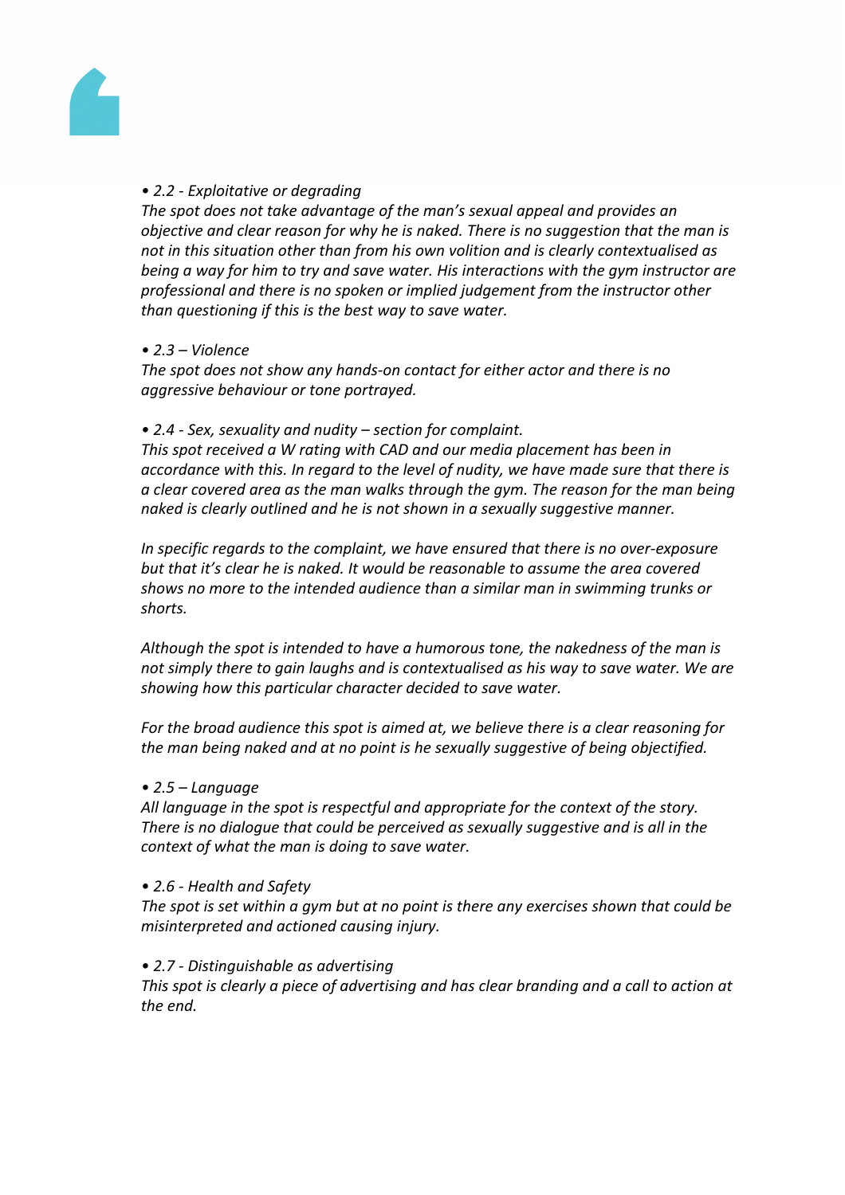*• 2.2 - Exploitative or degrading*
*The spot does not take advantage of the man's sexual appeal and provides an objective and clear reason for why he is naked. There is no suggestion that the man is not in this situation other than from his own volition and is clearly contextualised as being a way for him to try and save water. His interactions with the gym instructor are professional and there is no spoken or implied judgement from the instructor other than questioning if this is the best way to save water.*

*• 2.3 – Violence*
*The spot does not show any hands-on contact for either actor and there is no aggressive behaviour or tone portrayed.*

*• 2.4 - Sex, sexuality and nudity – section for complaint.*
*This spot received a W rating with CAD and our media placement has been in accordance with this. In regard to the level of nudity, we have made sure that there is a clear covered area as the man walks through the gym. The reason for the man being naked is clearly outlined and he is not shown in a sexually suggestive manner.*

*In specific regards to the complaint, we have ensured that there is no over-exposure but that it's clear he is naked. It would be reasonable to assume the area covered shows no more to the intended audience than a similar man in swimming trunks or shorts.*

*Although the spot is intended to have a humorous tone, the nakedness of the man is not simply there to gain laughs and is contextualised as his way to save water. We are showing how this particular character decided to save water.*

*For the broad audience this spot is aimed at, we believe there is a clear reasoning for the man being naked and at no point is he sexually suggestive of being objectified.*

*• 2.5 – Language*
*All language in the spot is respectful and appropriate for the context of the story. There is no dialogue that could be perceived as sexually suggestive and is all in the context of what the man is doing to save water.*

*• 2.6 - Health and Safety*
*The spot is set within a gym but at no point is there any exercises shown that could be misinterpreted and actioned causing injury.*

*• 2.7 - Distinguishable as advertising*
*This spot is clearly a piece of advertising and has clear branding and a call to action at the end.*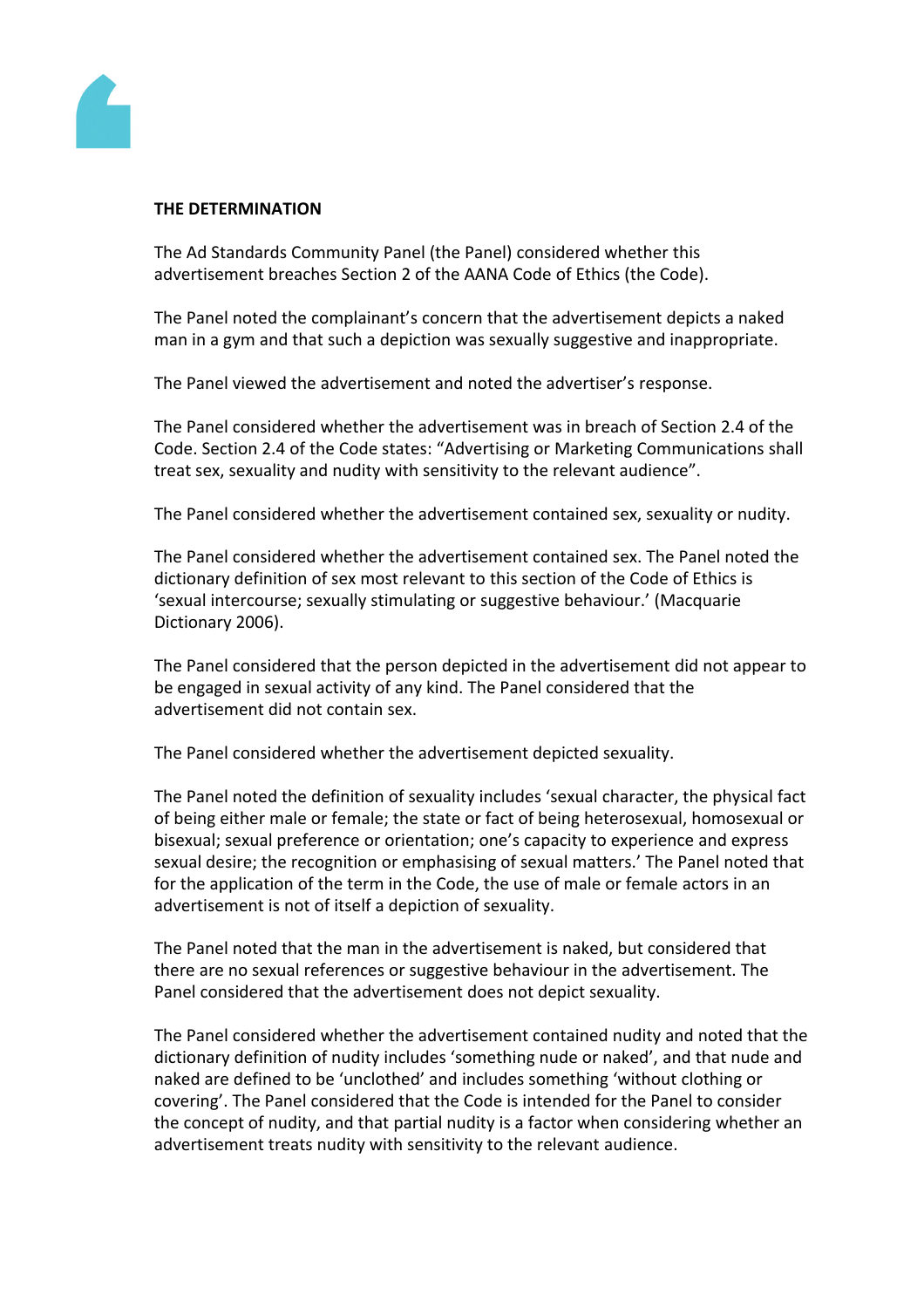**THE DETERMINATION**

The Ad Standards Community Panel (the Panel) considered whether this advertisement breaches Section 2 of the AANA Code of Ethics (the Code).

The Panel noted the complainant's concern that the advertisement depicts a naked man in a gym and that such a depiction was sexually suggestive and inappropriate.

The Panel viewed the advertisement and noted the advertiser's response.

The Panel considered whether the advertisement was in breach of Section 2.4 of the Code. Section 2.4 of the Code states: "Advertising or Marketing Communications shall treat sex, sexuality and nudity with sensitivity to the relevant audience".

The Panel considered whether the advertisement contained sex, sexuality or nudity.

The Panel considered whether the advertisement contained sex. The Panel noted the dictionary definition of sex most relevant to this section of the Code of Ethics is 'sexual intercourse; sexually stimulating or suggestive behaviour.' (Macquarie Dictionary 2006).

The Panel considered that the person depicted in the advertisement did not appear to be engaged in sexual activity of any kind. The Panel considered that the advertisement did not contain sex.

The Panel considered whether the advertisement depicted sexuality.

The Panel noted the definition of sexuality includes 'sexual character, the physical fact of being either male or female; the state or fact of being heterosexual, homosexual or bisexual; sexual preference or orientation; one's capacity to experience and express sexual desire; the recognition or emphasising of sexual matters.' The Panel noted that for the application of the term in the Code, the use of male or female actors in an advertisement is not of itself a depiction of sexuality.

The Panel noted that the man in the advertisement is naked, but considered that there are no sexual references or suggestive behaviour in the advertisement. The Panel considered that the advertisement does not depict sexuality.

The Panel considered whether the advertisement contained nudity and noted that the dictionary definition of nudity includes 'something nude or naked', and that nude and naked are defined to be 'unclothed' and includes something 'without clothing or covering'. The Panel considered that the Code is intended for the Panel to consider the concept of nudity, and that partial nudity is a factor when considering whether an advertisement treats nudity with sensitivity to the relevant audience.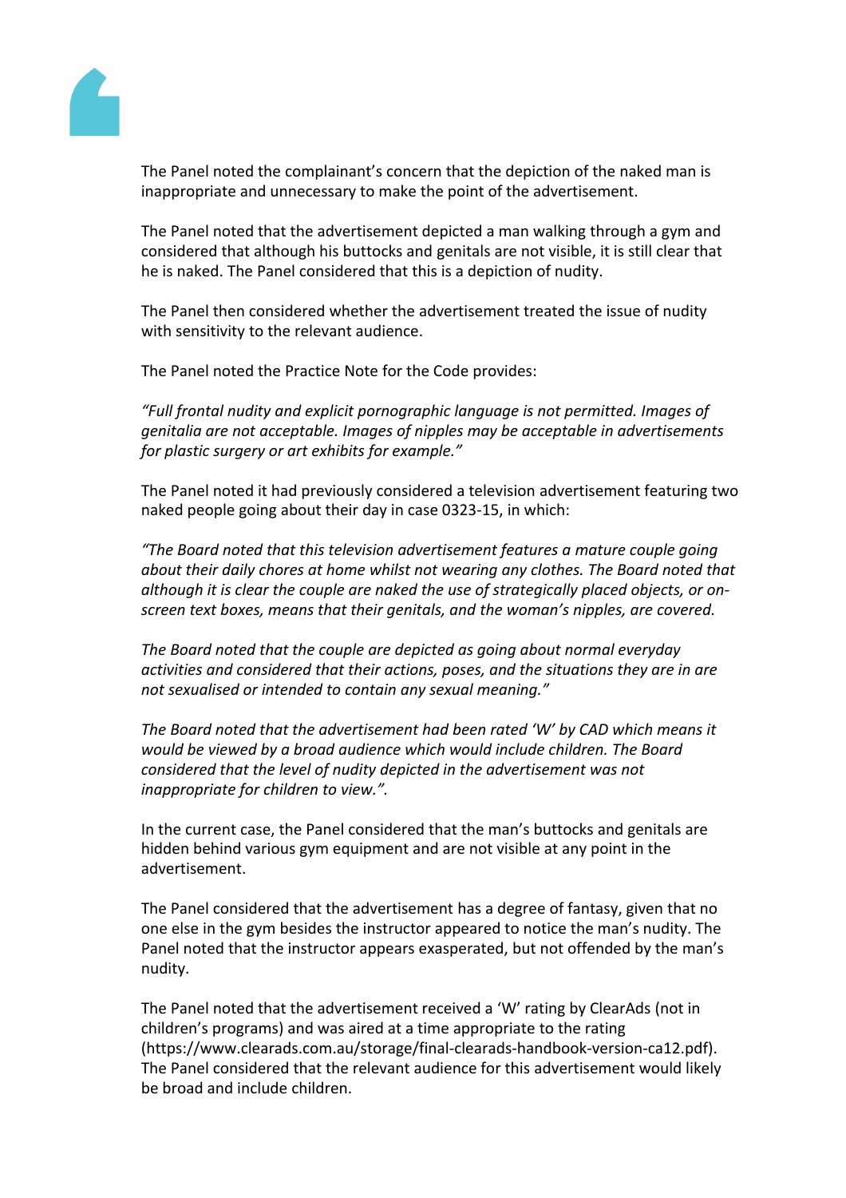The Panel noted the complainant's concern that the depiction of the naked man is inappropriate and unnecessary to make the point of the advertisement.

The Panel noted that the advertisement depicted a man walking through a gym and considered that although his buttocks and genitals are not visible, it is still clear that he is naked. The Panel considered that this is a depiction of nudity.

The Panel then considered whether the advertisement treated the issue of nudity with sensitivity to the relevant audience.

The Panel noted the Practice Note for the Code provides:

*"Full frontal nudity and explicit pornographic language is not permitted. Images of genitalia are not acceptable. Images of nipples may be acceptable in advertisements for plastic surgery or art exhibits for example."*

The Panel noted it had previously considered a television advertisement featuring two naked people going about their day in case 0323-15, in which:

*"The Board noted that this television advertisement features a mature couple going about their daily chores at home whilst not wearing any clothes. The Board noted that although it is clear the couple are naked the use of strategically placed objects, or on-screen text boxes, means that their genitals, and the woman's nipples, are covered.*

*The Board noted that the couple are depicted as going about normal everyday activities and considered that their actions, poses, and the situations they are in are not sexualised or intended to contain any sexual meaning."*

*The Board noted that the advertisement had been rated 'W' by CAD which means it would be viewed by a broad audience which would include children. The Board considered that the level of nudity depicted in the advertisement was not inappropriate for children to view.".*

In the current case, the Panel considered that the man's buttocks and genitals are hidden behind various gym equipment and are not visible at any point in the advertisement.

The Panel considered that the advertisement has a degree of fantasy, given that no one else in the gym besides the instructor appeared to notice the man's nudity. The Panel noted that the instructor appears exasperated, but not offended by the man's nudity.

The Panel noted that the advertisement received a 'W' rating by ClearAds (not in children's programs) and was aired at a time appropriate to the rating (https://www.clearads.com.au/storage/final-clearads-handbook-version-ca12.pdf). The Panel considered that the relevant audience for this advertisement would likely be broad and include children.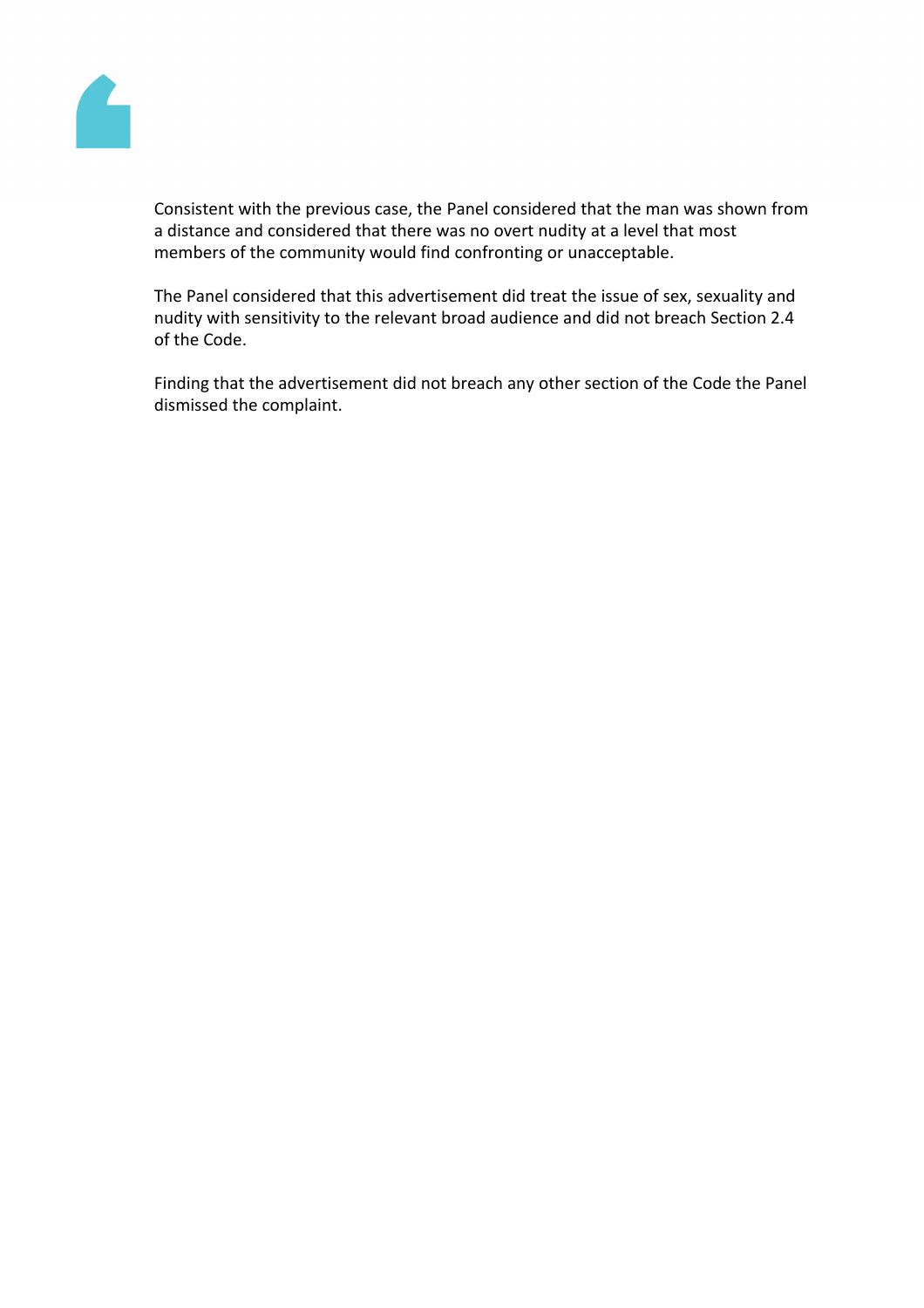Consistent with the previous case, the Panel considered that the man was shown from a distance and considered that there was no overt nudity at a level that most members of the community would find confronting or unacceptable.

The Panel considered that this advertisement did treat the issue of sex, sexuality and nudity with sensitivity to the relevant broad audience and did not breach Section 2.4 of the Code.

Finding that the advertisement did not breach any other section of the Code the Panel dismissed the complaint.